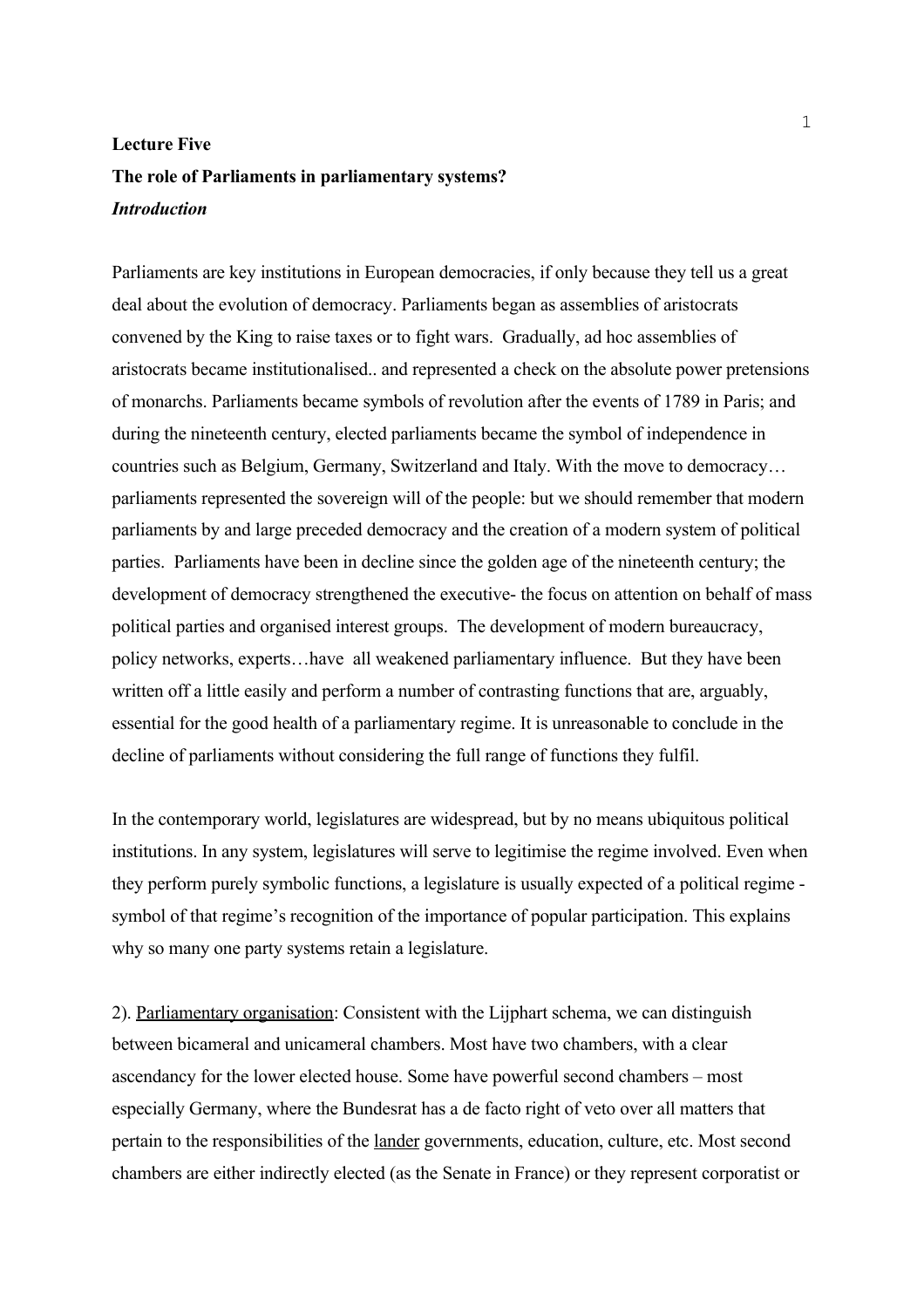**Lecture Five**

**The role of Parliaments in parliamentary systems?**

***Introduction***

Parliaments are key institutions in European democracies, if only because they tell us a great deal about the evolution of democracy. Parliaments began as assemblies of aristocrats convened by the King to raise taxes or to fight wars. Gradually, ad hoc assemblies of aristocrats became institutionalised.. and represented a check on the absolute power pretensions of monarchs. Parliaments became symbols of revolution after the events of 1789 in Paris; and during the nineteenth century, elected parliaments became the symbol of independence in countries such as Belgium, Germany, Switzerland and Italy. With the move to democracy… parliaments represented the sovereign will of the people: but we should remember that modern parliaments by and large preceded democracy and the creation of a modern system of political parties. Parliaments have been in decline since the golden age of the nineteenth century; the development of democracy strengthened the executive- the focus on attention on behalf of mass political parties and organised interest groups. The development of modern bureaucracy, policy networks, experts…have all weakened parliamentary influence. But they have been written off a little easily and perform a number of contrasting functions that are, arguably, essential for the good health of a parliamentary regime. It is unreasonable to conclude in the decline of parliaments without considering the full range of functions they fulfil.

In the contemporary world, legislatures are widespread, but by no means ubiquitous political institutions. In any system, legislatures will serve to legitimise the regime involved. Even when they perform purely symbolic functions, a legislature is usually expected of a political regime - symbol of that regime's recognition of the importance of popular participation. This explains why so many one party systems retain a legislature.

2). Parliamentary organisation: Consistent with the Lijphart schema, we can distinguish between bicameral and unicameral chambers. Most have two chambers, with a clear ascendancy for the lower elected house. Some have powerful second chambers – most especially Germany, where the Bundesrat has a de facto right of veto over all matters that pertain to the responsibilities of the lander governments, education, culture, etc. Most second chambers are either indirectly elected (as the Senate in France) or they represent corporatist or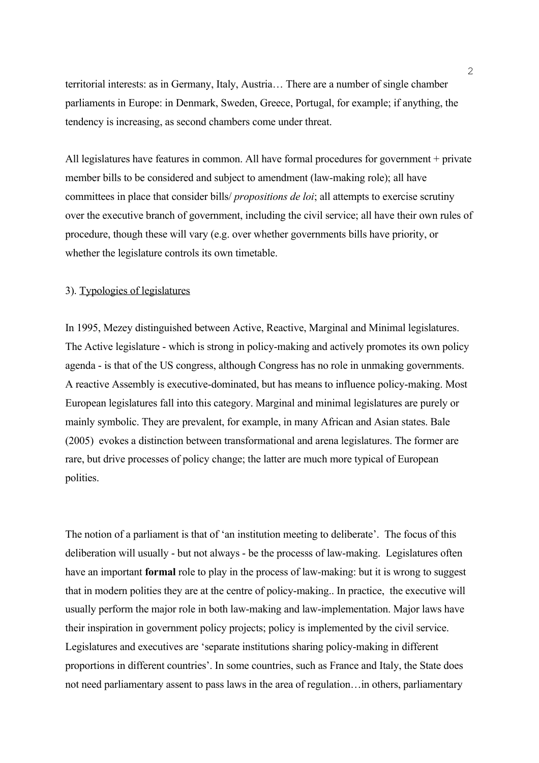territorial interests: as in Germany, Italy, Austria… There are a number of single chamber parliaments in Europe: in Denmark, Sweden, Greece, Portugal, for example; if anything, the tendency is increasing, as second chambers come under threat.

All legislatures have features in common. All have formal procedures for government + private member bills to be considered and subject to amendment (law-making role); all have committees in place that consider bills/ *propositions de loi*; all attempts to exercise scrutiny over the executive branch of government, including the civil service; all have their own rules of procedure, though these will vary (e.g. over whether governments bills have priority, or whether the legislature controls its own timetable.

3). <u>Typologies of legislatures</u>

In 1995, Mezey distinguished between Active, Reactive, Marginal and Minimal legislatures. The Active legislature - which is strong in policy-making and actively promotes its own policy agenda - is that of the US congress, although Congress has no role in unmaking governments. A reactive Assembly is executive-dominated, but has means to influence policy-making. Most European legislatures fall into this category. Marginal and minimal legislatures are purely or mainly symbolic. They are prevalent, for example, in many African and Asian states. Bale (2005) evokes a distinction between transformational and arena legislatures. The former are rare, but drive processes of policy change; the latter are much more typical of European polities.

The notion of a parliament is that of 'an institution meeting to deliberate'. The focus of this deliberation will usually - but not always - be the processs of law-making. Legislatures often have an important **formal** role to play in the process of law-making: but it is wrong to suggest that in modern polities they are at the centre of policy-making.. In practice, the executive will usually perform the major role in both law-making and law-implementation. Major laws have their inspiration in government policy projects; policy is implemented by the civil service. Legislatures and executives are 'separate institutions sharing policy-making in different proportions in different countries'. In some countries, such as France and Italy, the State does not need parliamentary assent to pass laws in the area of regulation…in others, parliamentary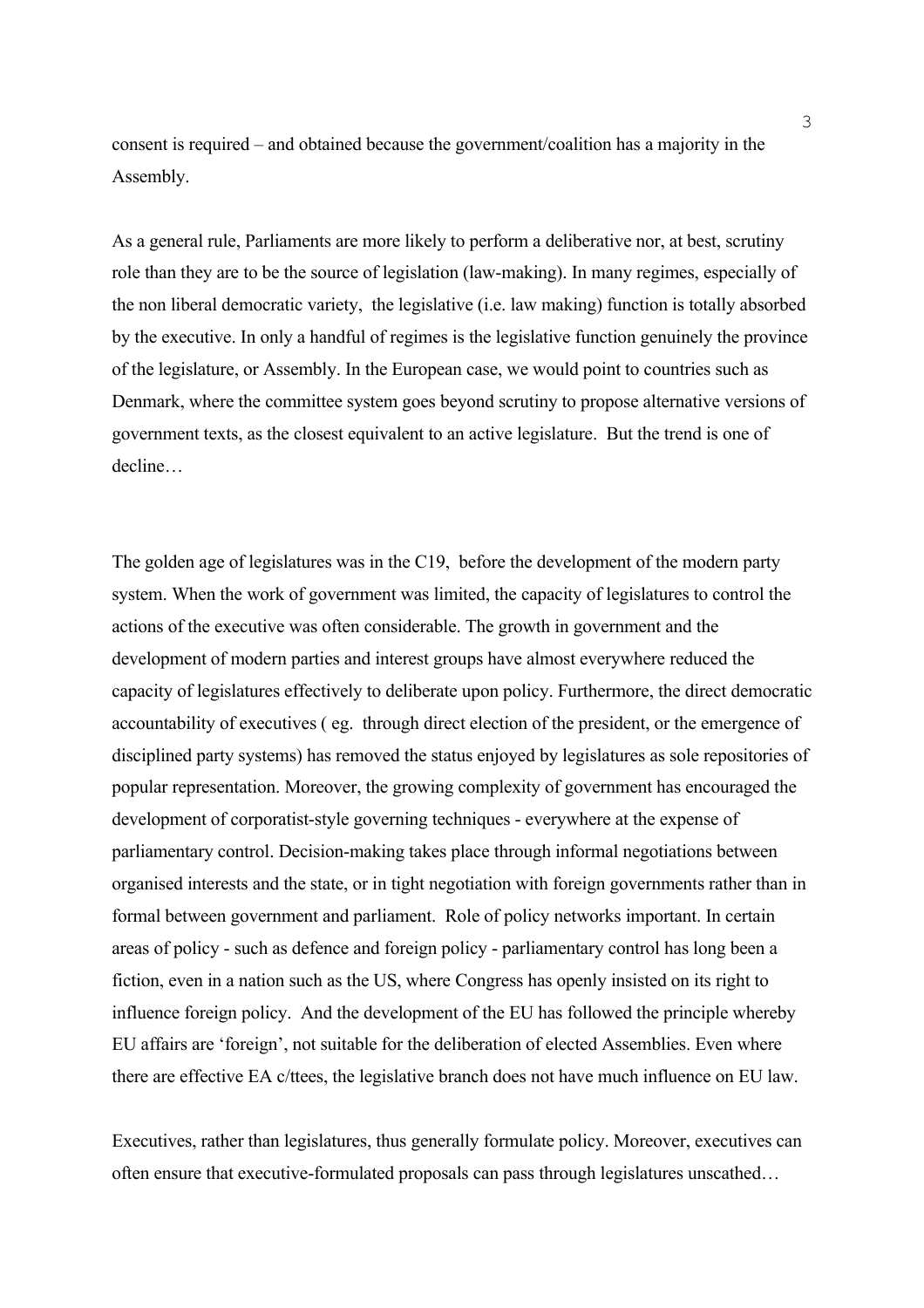consent is required – and obtained because the government/coalition has a majority in the Assembly.

As a general rule, Parliaments are more likely to perform a deliberative nor, at best, scrutiny role than they are to be the source of legislation (law-making). In many regimes, especially of the non liberal democratic variety, the legislative (i.e. law making) function is totally absorbed by the executive. In only a handful of regimes is the legislative function genuinely the province of the legislature, or Assembly. In the European case, we would point to countries such as Denmark, where the committee system goes beyond scrutiny to propose alternative versions of government texts, as the closest equivalent to an active legislature. But the trend is one of decline…

The golden age of legislatures was in the C19, before the development of the modern party system. When the work of government was limited, the capacity of legislatures to control the actions of the executive was often considerable. The growth in government and the development of modern parties and interest groups have almost everywhere reduced the capacity of legislatures effectively to deliberate upon policy. Furthermore, the direct democratic accountability of executives ( eg. through direct election of the president, or the emergence of disciplined party systems) has removed the status enjoyed by legislatures as sole repositories of popular representation. Moreover, the growing complexity of government has encouraged the development of corporatist-style governing techniques - everywhere at the expense of parliamentary control. Decision-making takes place through informal negotiations between organised interests and the state, or in tight negotiation with foreign governments rather than in formal between government and parliament. Role of policy networks important. In certain areas of policy - such as defence and foreign policy - parliamentary control has long been a fiction, even in a nation such as the US, where Congress has openly insisted on its right to influence foreign policy. And the development of the EU has followed the principle whereby EU affairs are 'foreign', not suitable for the deliberation of elected Assemblies. Even where there are effective EA c/ttees, the legislative branch does not have much influence on EU law.

Executives, rather than legislatures, thus generally formulate policy. Moreover, executives can often ensure that executive-formulated proposals can pass through legislatures unscathed…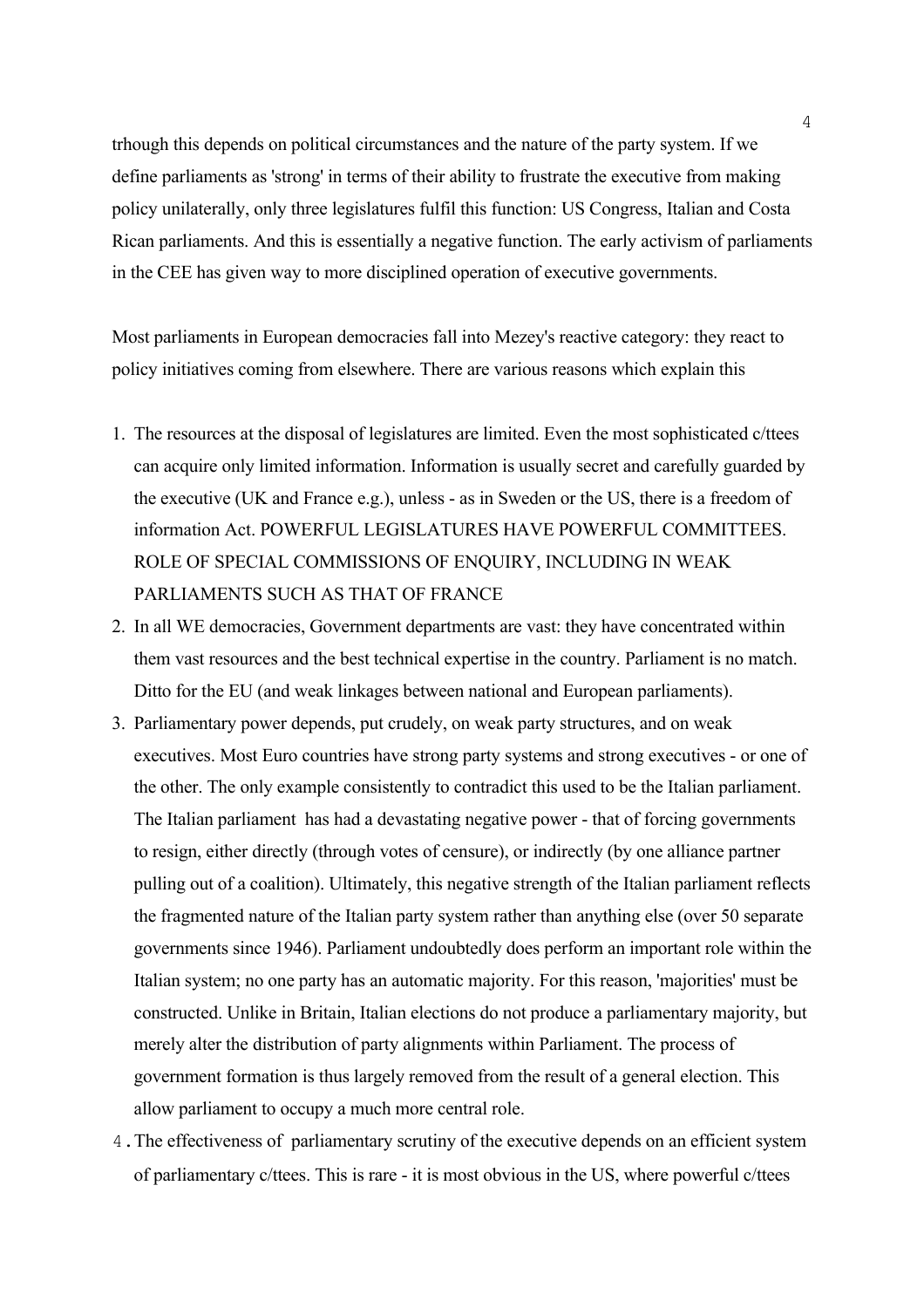trhough this depends on political circumstances and the nature of the party system. If we define parliaments as 'strong' in terms of their ability to frustrate the executive from making policy unilaterally, only three legislatures fulfil this function: US Congress, Italian and Costa Rican parliaments. And this is essentially a negative function. The early activism of parliaments in the CEE has given way to more disciplined operation of executive governments.

Most parliaments in European democracies fall into Mezey's reactive category: they react to policy initiatives coming from elsewhere. There are various reasons which explain this

1. The resources at the disposal of legislatures are limited. Even the most sophisticated c/ttees can acquire only limited information. Information is usually secret and carefully guarded by the executive (UK and France e.g.), unless - as in Sweden or the US, there is a freedom of information Act. POWERFUL LEGISLATURES HAVE POWERFUL COMMITTEES. ROLE OF SPECIAL COMMISSIONS OF ENQUIRY, INCLUDING IN WEAK PARLIAMENTS SUCH AS THAT OF FRANCE
2. In all WE democracies, Government departments are vast: they have concentrated within them vast resources and the best technical expertise in the country. Parliament is no match. Ditto for the EU (and weak linkages between national and European parliaments).
3. Parliamentary power depends, put crudely, on weak party structures, and on weak executives. Most Euro countries have strong party systems and strong executives - or one of the other. The only example consistently to contradict this used to be the Italian parliament. The Italian parliament has had a devastating negative power - that of forcing governments to resign, either directly (through votes of censure), or indirectly (by one alliance partner pulling out of a coalition). Ultimately, this negative strength of the Italian parliament reflects the fragmented nature of the Italian party system rather than anything else (over 50 separate governments since 1946). Parliament undoubtedly does perform an important role within the Italian system; no one party has an automatic majority. For this reason, 'majorities' must be constructed. Unlike in Britain, Italian elections do not produce a parliamentary majority, but merely alter the distribution of party alignments within Parliament. The process of government formation is thus largely removed from the result of a general election. This allow parliament to occupy a much more central role.
4. The effectiveness of parliamentary scrutiny of the executive depends on an efficient system of parliamentary c/ttees. This is rare - it is most obvious in the US, where powerful c/ttees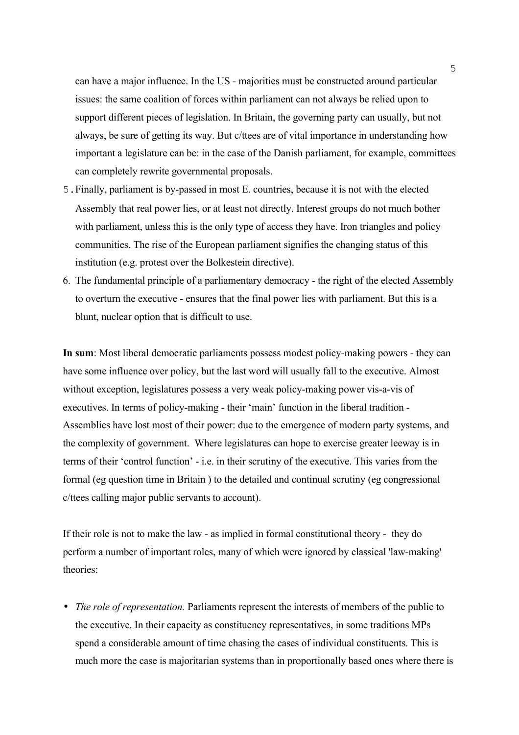can have a major influence. In the US - majorities must be constructed around particular issues: the same coalition of forces within parliament can not always be relied upon to support different pieces of legislation. In Britain, the governing party can usually, but not always, be sure of getting its way. But c/ttees are of vital importance in understanding how important a legislature can be: in the case of the Danish parliament, for example, committees can completely rewrite governmental proposals.

5. Finally, parliament is by-passed in most E. countries, because it is not with the elected Assembly that real power lies, or at least not directly. Interest groups do not much bother with parliament, unless this is the only type of access they have. Iron triangles and policy communities. The rise of the European parliament signifies the changing status of this institution (e.g. protest over the Bolkestein directive).
6. The fundamental principle of a parliamentary democracy - the right of the elected Assembly to overturn the executive - ensures that the final power lies with parliament. But this is a blunt, nuclear option that is difficult to use.

**In sum**: Most liberal democratic parliaments possess modest policy-making powers - they can have some influence over policy, but the last word will usually fall to the executive. Almost without exception, legislatures possess a very weak policy-making power vis-a-vis of executives. In terms of policy-making - their 'main' function in the liberal tradition - Assemblies have lost most of their power: due to the emergence of modern party systems, and the complexity of government. Where legislatures can hope to exercise greater leeway is in terms of their 'control function' - i.e. in their scrutiny of the executive. This varies from the formal (eg question time in Britain ) to the detailed and continual scrutiny (eg congressional c/ttees calling major public servants to account).

If their role is not to make the law - as implied in formal constitutional theory - they do perform a number of important roles, many of which were ignored by classical 'law-making' theories:

- *The role of representation.* Parliaments represent the interests of members of the public to the executive. In their capacity as constituency representatives, in some traditions MPs spend a considerable amount of time chasing the cases of individual constituents. This is much more the case is majoritarian systems than in proportionally based ones where there is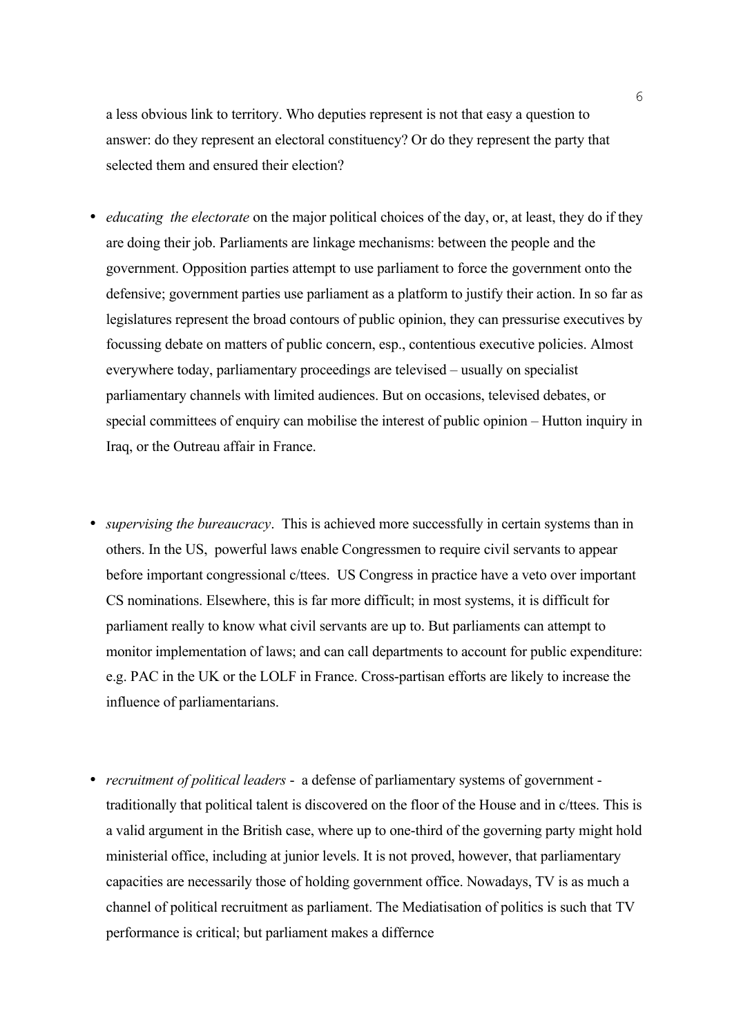a less obvious link to territory. Who deputies represent is not that easy a question to answer: do they represent an electoral constituency? Or do they represent the party that selected them and ensured their election?

- *educating the electorate* on the major political choices of the day, or, at least, they do if they are doing their job. Parliaments are linkage mechanisms: between the people and the government. Opposition parties attempt to use parliament to force the government onto the defensive; government parties use parliament as a platform to justify their action. In so far as legislatures represent the broad contours of public opinion, they can pressurise executives by focussing debate on matters of public concern, esp., contentious executive policies. Almost everywhere today, parliamentary proceedings are televised – usually on specialist parliamentary channels with limited audiences. But on occasions, televised debates, or special committees of enquiry can mobilise the interest of public opinion – Hutton inquiry in Iraq, or the Outreau affair in France.

- *supervising the bureaucracy*. This is achieved more successfully in certain systems than in others. In the US, powerful laws enable Congressmen to require civil servants to appear before important congressional c/ttees. US Congress in practice have a veto over important CS nominations. Elsewhere, this is far more difficult; in most systems, it is difficult for parliament really to know what civil servants are up to. But parliaments can attempt to monitor implementation of laws; and can call departments to account for public expenditure: e.g. PAC in the UK or the LOLF in France. Cross-partisan efforts are likely to increase the influence of parliamentarians.

- *recruitment of political leaders* - a defense of parliamentary systems of government - traditionally that political talent is discovered on the floor of the House and in c/ttees. This is a valid argument in the British case, where up to one-third of the governing party might hold ministerial office, including at junior levels. It is not proved, however, that parliamentary capacities are necessarily those of holding government office. Nowadays, TV is as much a channel of political recruitment as parliament. The Mediatisation of politics is such that TV performance is critical; but parliament makes a differnce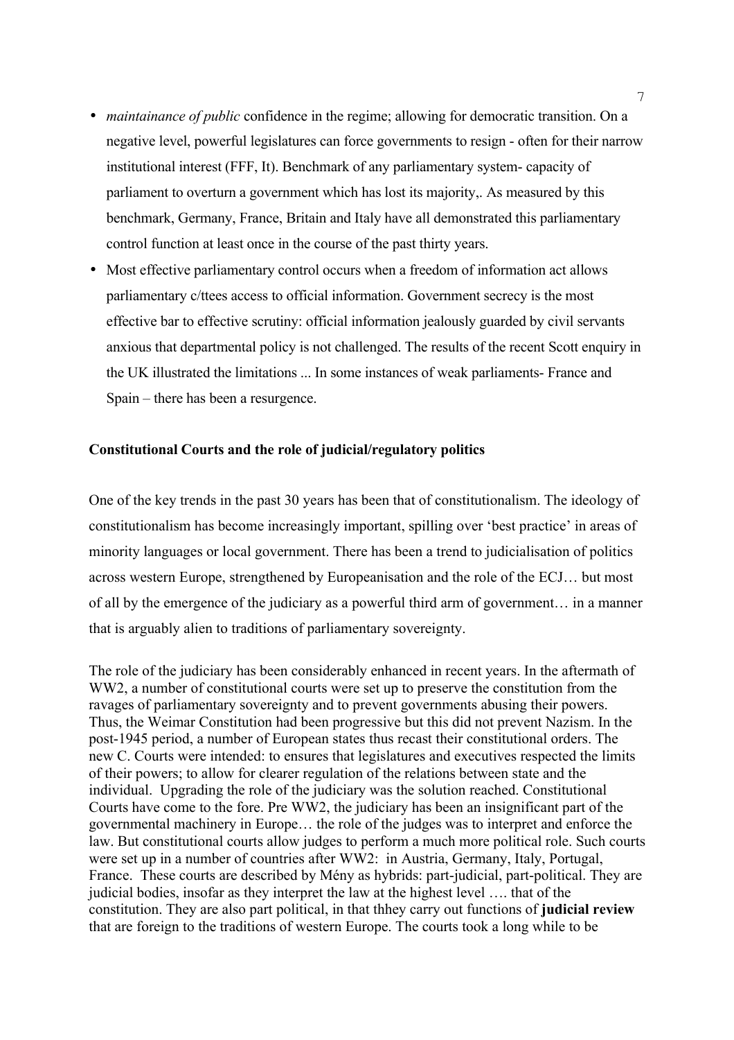- *maintainance of public* confidence in the regime; allowing for democratic transition. On a negative level, powerful legislatures can force governments to resign - often for their narrow institutional interest (FFF, It). Benchmark of any parliamentary system- capacity of parliament to overturn a government which has lost its majority,. As measured by this benchmark, Germany, France, Britain and Italy have all demonstrated this parliamentary control function at least once in the course of the past thirty years.
- Most effective parliamentary control occurs when a freedom of information act allows parliamentary c/ttees access to official information. Government secrecy is the most effective bar to effective scrutiny: official information jealously guarded by civil servants anxious that departmental policy is not challenged. The results of the recent Scott enquiry in the UK illustrated the limitations ... In some instances of weak parliaments- France and Spain – there has been a resurgence.

**Constitutional Courts and the role of judicial/regulatory politics**

One of the key trends in the past 30 years has been that of constitutionalism. The ideology of constitutionalism has become increasingly important, spilling over 'best practice' in areas of minority languages or local government. There has been a trend to judicialisation of politics across western Europe, strengthened by Europeanisation and the role of the ECJ… but most of all by the emergence of the judiciary as a powerful third arm of government… in a manner that is arguably alien to traditions of parliamentary sovereignty.

The role of the judiciary has been considerably enhanced in recent years. In the aftermath of WW2, a number of constitutional courts were set up to preserve the constitution from the ravages of parliamentary sovereignty and to prevent governments abusing their powers. Thus, the Weimar Constitution had been progressive but this did not prevent Nazism. In the post-1945 period, a number of European states thus recast their constitutional orders. The new C. Courts were intended: to ensures that legislatures and executives respected the limits of their powers; to allow for clearer regulation of the relations between state and the individual. Upgrading the role of the judiciary was the solution reached. Constitutional Courts have come to the fore. Pre WW2, the judiciary has been an insignificant part of the governmental machinery in Europe… the role of the judges was to interpret and enforce the law. But constitutional courts allow judges to perform a much more political role. Such courts were set up in a number of countries after WW2: in Austria, Germany, Italy, Portugal, France. These courts are described by Mény as hybrids: part-judicial, part-political. They are judicial bodies, insofar as they interpret the law at the highest level …. that of the constitution. They are also part political, in that thhey carry out functions of **judicial review** that are foreign to the traditions of western Europe. The courts took a long while to be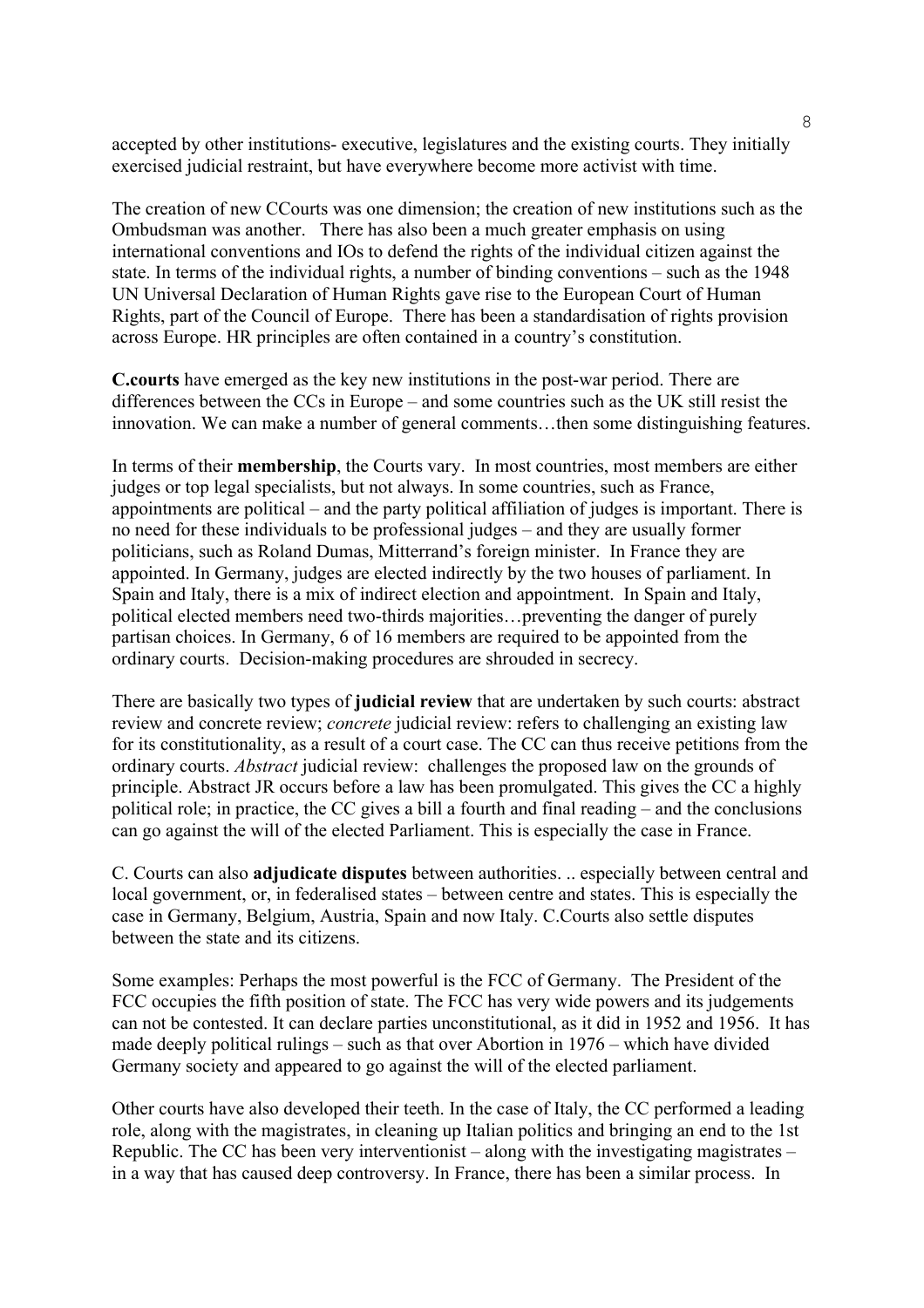accepted by other institutions- executive, legislatures and the existing courts. They initially exercised judicial restraint, but have everywhere become more activist with time.

The creation of new CCourts was one dimension; the creation of new institutions such as the Ombudsman was another. There has also been a much greater emphasis on using international conventions and IOs to defend the rights of the individual citizen against the state. In terms of the individual rights, a number of binding conventions – such as the 1948 UN Universal Declaration of Human Rights gave rise to the European Court of Human Rights, part of the Council of Europe. There has been a standardisation of rights provision across Europe. HR principles are often contained in a country's constitution.

**C.courts** have emerged as the key new institutions in the post-war period. There are differences between the CCs in Europe – and some countries such as the UK still resist the innovation. We can make a number of general comments…then some distinguishing features.

In terms of their **membership**, the Courts vary. In most countries, most members are either judges or top legal specialists, but not always. In some countries, such as France, appointments are political – and the party political affiliation of judges is important. There is no need for these individuals to be professional judges – and they are usually former politicians, such as Roland Dumas, Mitterrand's foreign minister. In France they are appointed. In Germany, judges are elected indirectly by the two houses of parliament. In Spain and Italy, there is a mix of indirect election and appointment. In Spain and Italy, political elected members need two-thirds majorities…preventing the danger of purely partisan choices. In Germany, 6 of 16 members are required to be appointed from the ordinary courts. Decision-making procedures are shrouded in secrecy.

There are basically two types of **judicial review** that are undertaken by such courts: abstract review and concrete review; *concrete* judicial review: refers to challenging an existing law for its constitutionality, as a result of a court case. The CC can thus receive petitions from the ordinary courts. *Abstract* judicial review: challenges the proposed law on the grounds of principle. Abstract JR occurs before a law has been promulgated. This gives the CC a highly political role; in practice, the CC gives a bill a fourth and final reading – and the conclusions can go against the will of the elected Parliament. This is especially the case in France.

C. Courts can also **adjudicate disputes** between authorities. .. especially between central and local government, or, in federalised states – between centre and states. This is especially the case in Germany, Belgium, Austria, Spain and now Italy. C.Courts also settle disputes between the state and its citizens.

Some examples: Perhaps the most powerful is the FCC of Germany. The President of the FCC occupies the fifth position of state. The FCC has very wide powers and its judgements can not be contested. It can declare parties unconstitutional, as it did in 1952 and 1956. It has made deeply political rulings – such as that over Abortion in 1976 – which have divided Germany society and appeared to go against the will of the elected parliament.

Other courts have also developed their teeth. In the case of Italy, the CC performed a leading role, along with the magistrates, in cleaning up Italian politics and bringing an end to the 1st Republic. The CC has been very interventionist – along with the investigating magistrates – in a way that has caused deep controversy. In France, there has been a similar process. In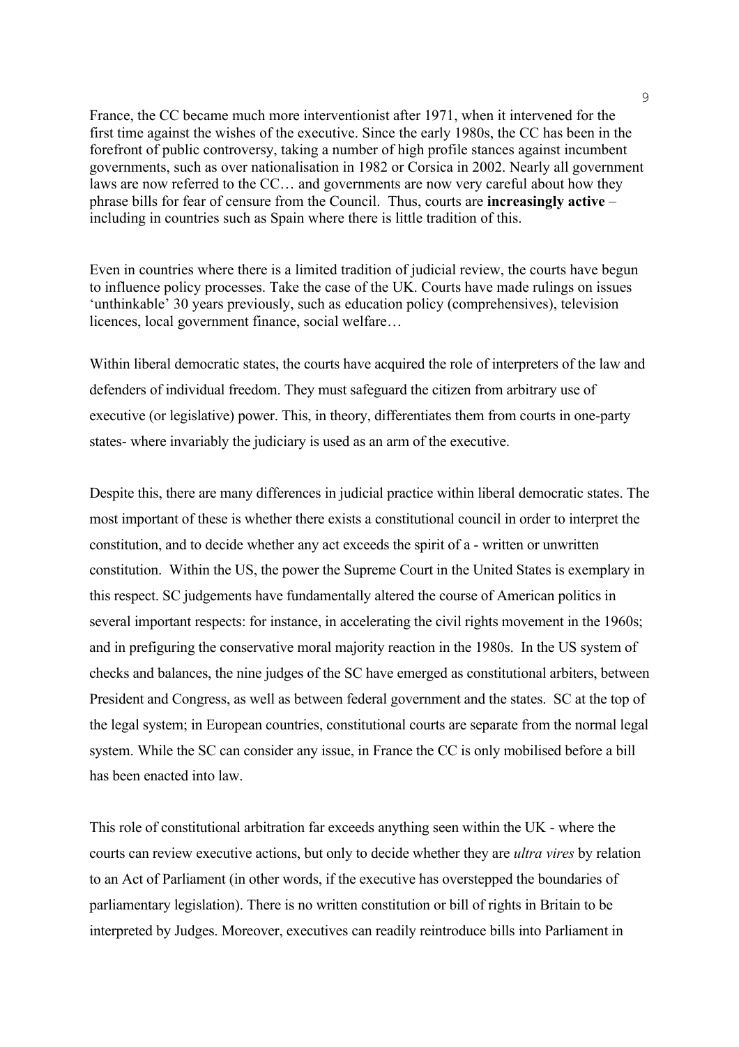France, the CC became much more interventionist after 1971, when it intervened for the first time against the wishes of the executive. Since the early 1980s, the CC has been in the forefront of public controversy, taking a number of high profile stances against incumbent governments, such as over nationalisation in 1982 or Corsica in 2002. Nearly all government laws are now referred to the CC… and governments are now very careful about how they phrase bills for fear of censure from the Council. Thus, courts are **increasingly active** – including in countries such as Spain where there is little tradition of this.

Even in countries where there is a limited tradition of judicial review, the courts have begun to influence policy processes. Take the case of the UK. Courts have made rulings on issues 'unthinkable' 30 years previously, such as education policy (comprehensives), television licences, local government finance, social welfare…

Within liberal democratic states, the courts have acquired the role of interpreters of the law and defenders of individual freedom. They must safeguard the citizen from arbitrary use of executive (or legislative) power. This, in theory, differentiates them from courts in one-party states- where invariably the judiciary is used as an arm of the executive.

Despite this, there are many differences in judicial practice within liberal democratic states. The most important of these is whether there exists a constitutional council in order to interpret the constitution, and to decide whether any act exceeds the spirit of a - written or unwritten constitution. Within the US, the power the Supreme Court in the United States is exemplary in this respect. SC judgements have fundamentally altered the course of American politics in several important respects: for instance, in accelerating the civil rights movement in the 1960s; and in prefiguring the conservative moral majority reaction in the 1980s. In the US system of checks and balances, the nine judges of the SC have emerged as constitutional arbiters, between President and Congress, as well as between federal government and the states. SC at the top of the legal system; in European countries, constitutional courts are separate from the normal legal system. While the SC can consider any issue, in France the CC is only mobilised before a bill has been enacted into law.

This role of constitutional arbitration far exceeds anything seen within the UK - where the courts can review executive actions, but only to decide whether they are *ultra vires* by relation to an Act of Parliament (in other words, if the executive has overstepped the boundaries of parliamentary legislation). There is no written constitution or bill of rights in Britain to be interpreted by Judges. Moreover, executives can readily reintroduce bills into Parliament in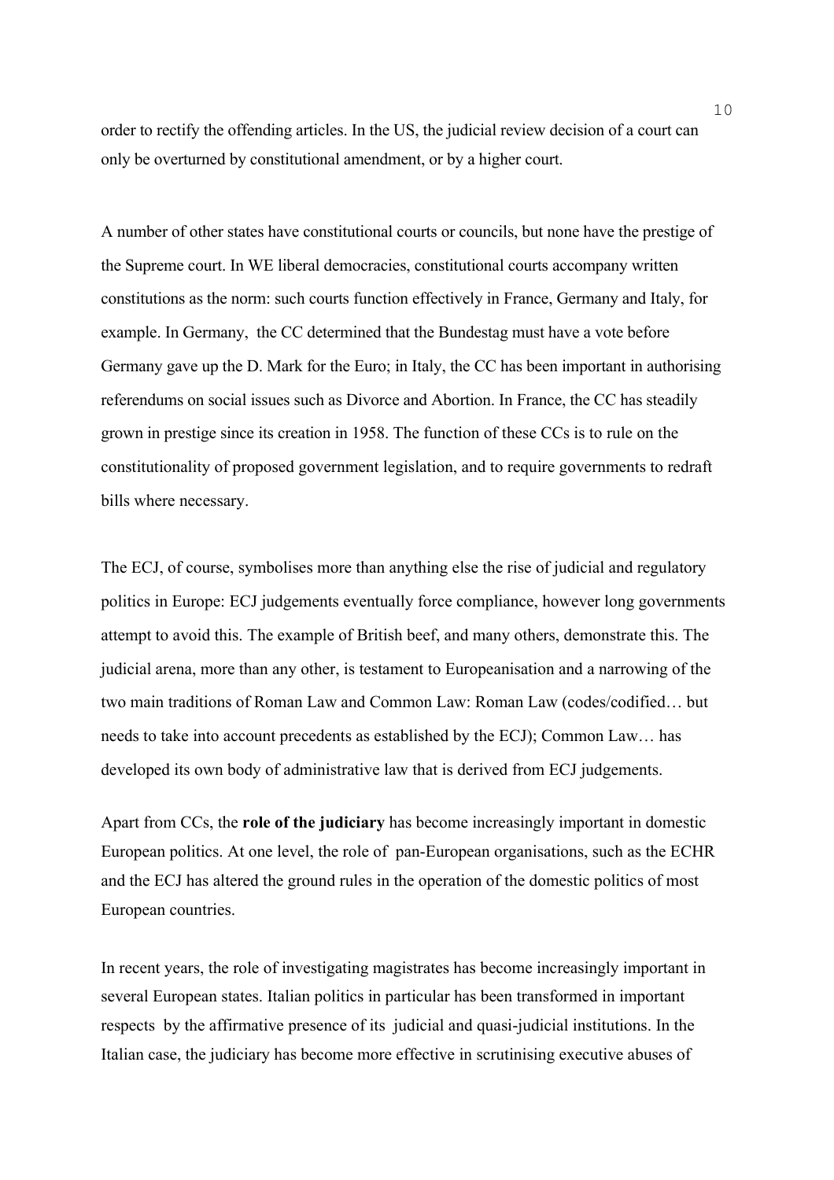order to rectify the offending articles. In the US, the judicial review decision of a court can only be overturned by constitutional amendment, or by a higher court.

A number of other states have constitutional courts or councils, but none have the prestige of the Supreme court. In WE liberal democracies, constitutional courts accompany written constitutions as the norm: such courts function effectively in France, Germany and Italy, for example. In Germany, the CC determined that the Bundestag must have a vote before Germany gave up the D. Mark for the Euro; in Italy, the CC has been important in authorising referendums on social issues such as Divorce and Abortion. In France, the CC has steadily grown in prestige since its creation in 1958. The function of these CCs is to rule on the constitutionality of proposed government legislation, and to require governments to redraft bills where necessary.

The ECJ, of course, symbolises more than anything else the rise of judicial and regulatory politics in Europe: ECJ judgements eventually force compliance, however long governments attempt to avoid this. The example of British beef, and many others, demonstrate this. The judicial arena, more than any other, is testament to Europeanisation and a narrowing of the two main traditions of Roman Law and Common Law: Roman Law (codes/codified… but needs to take into account precedents as established by the ECJ); Common Law… has developed its own body of administrative law that is derived from ECJ judgements.

Apart from CCs, the **role of the judiciary** has become increasingly important in domestic European politics. At one level, the role of pan-European organisations, such as the ECHR and the ECJ has altered the ground rules in the operation of the domestic politics of most European countries.

In recent years, the role of investigating magistrates has become increasingly important in several European states. Italian politics in particular has been transformed in important respects by the affirmative presence of its judicial and quasi-judicial institutions. In the Italian case, the judiciary has become more effective in scrutinising executive abuses of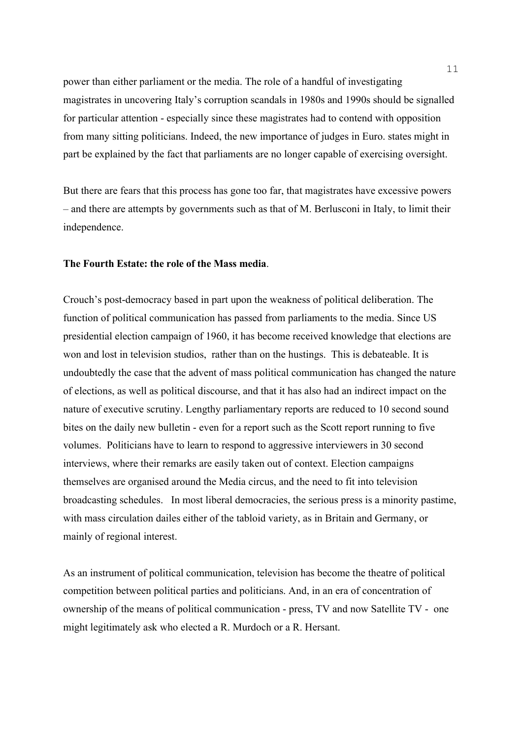power than either parliament or the media. The role of a handful of investigating magistrates in uncovering Italy's corruption scandals in 1980s and 1990s should be signalled for particular attention - especially since these magistrates had to contend with opposition from many sitting politicians. Indeed, the new importance of judges in Euro. states might in part be explained by the fact that parliaments are no longer capable of exercising oversight.

But there are fears that this process has gone too far, that magistrates have excessive powers – and there are attempts by governments such as that of M. Berlusconi in Italy, to limit their independence.

**The Fourth Estate: the role of the Mass media**.

Crouch's post-democracy based in part upon the weakness of political deliberation. The function of political communication has passed from parliaments to the media. Since US presidential election campaign of 1960, it has become received knowledge that elections are won and lost in television studios, rather than on the hustings. This is debateable. It is undoubtedly the case that the advent of mass political communication has changed the nature of elections, as well as political discourse, and that it has also had an indirect impact on the nature of executive scrutiny. Lengthy parliamentary reports are reduced to 10 second sound bites on the daily new bulletin - even for a report such as the Scott report running to five volumes. Politicians have to learn to respond to aggressive interviewers in 30 second interviews, where their remarks are easily taken out of context. Election campaigns themselves are organised around the Media circus, and the need to fit into television broadcasting schedules. In most liberal democracies, the serious press is a minority pastime, with mass circulation dailes either of the tabloid variety, as in Britain and Germany, or mainly of regional interest.

As an instrument of political communication, television has become the theatre of political competition between political parties and politicians. And, in an era of concentration of ownership of the means of political communication - press, TV and now Satellite TV - one might legitimately ask who elected a R. Murdoch or a R. Hersant.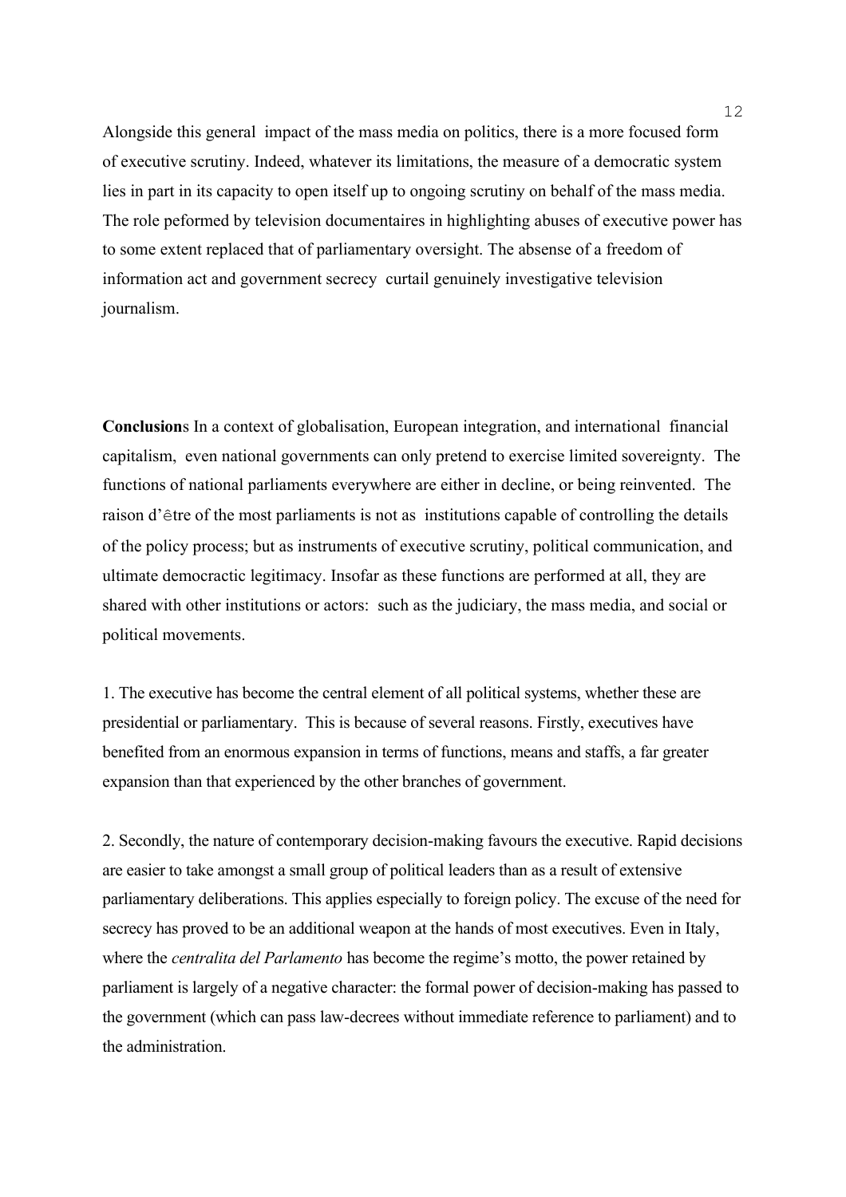Alongside this general impact of the mass media on politics, there is a more focused form of executive scrutiny. Indeed, whatever its limitations, the measure of a democratic system lies in part in its capacity to open itself up to ongoing scrutiny on behalf of the mass media. The role peformed by television documentaires in highlighting abuses of executive power has to some extent replaced that of parliamentary oversight. The absense of a freedom of information act and government secrecy curtail genuinely investigative television journalism.

**Conclusion**s In a context of globalisation, European integration, and international financial capitalism, even national governments can only pretend to exercise limited sovereignty. The functions of national parliaments everywhere are either in decline, or being reinvented. The raison d'être of the most parliaments is not as institutions capable of controlling the details of the policy process; but as instruments of executive scrutiny, political communication, and ultimate democractic legitimacy. Insofar as these functions are performed at all, they are shared with other institutions or actors: such as the judiciary, the mass media, and social or political movements.

1. The executive has become the central element of all political systems, whether these are presidential or parliamentary. This is because of several reasons. Firstly, executives have benefited from an enormous expansion in terms of functions, means and staffs, a far greater expansion than that experienced by the other branches of government.

2. Secondly, the nature of contemporary decision-making favours the executive. Rapid decisions are easier to take amongst a small group of political leaders than as a result of extensive parliamentary deliberations. This applies especially to foreign policy. The excuse of the need for secrecy has proved to be an additional weapon at the hands of most executives. Even in Italy, where the *centralita del Parlamento* has become the regime's motto, the power retained by parliament is largely of a negative character: the formal power of decision-making has passed to the government (which can pass law-decrees without immediate reference to parliament) and to the administration.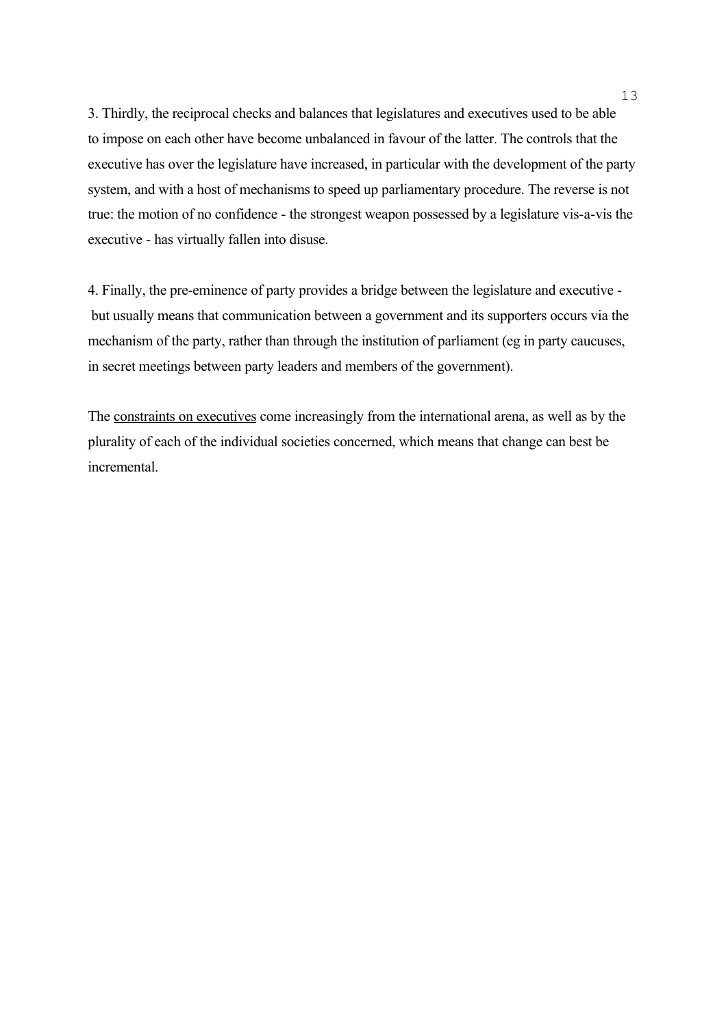3. Thirdly, the reciprocal checks and balances that legislatures and executives used to be able to impose on each other have become unbalanced in favour of the latter. The controls that the executive has over the legislature have increased, in particular with the development of the party system, and with a host of mechanisms to speed up parliamentary procedure. The reverse is not true: the motion of no confidence - the strongest weapon possessed by a legislature vis-a-vis the executive - has virtually fallen into disuse.

4. Finally, the pre-eminence of party provides a bridge between the legislature and executive - but usually means that communication between a government and its supporters occurs via the mechanism of the party, rather than through the institution of parliament (eg in party caucuses, in secret meetings between party leaders and members of the government).

The <u>constraints on executives</u> come increasingly from the international arena, as well as by the plurality of each of the individual societies concerned, which means that change can best be incremental.